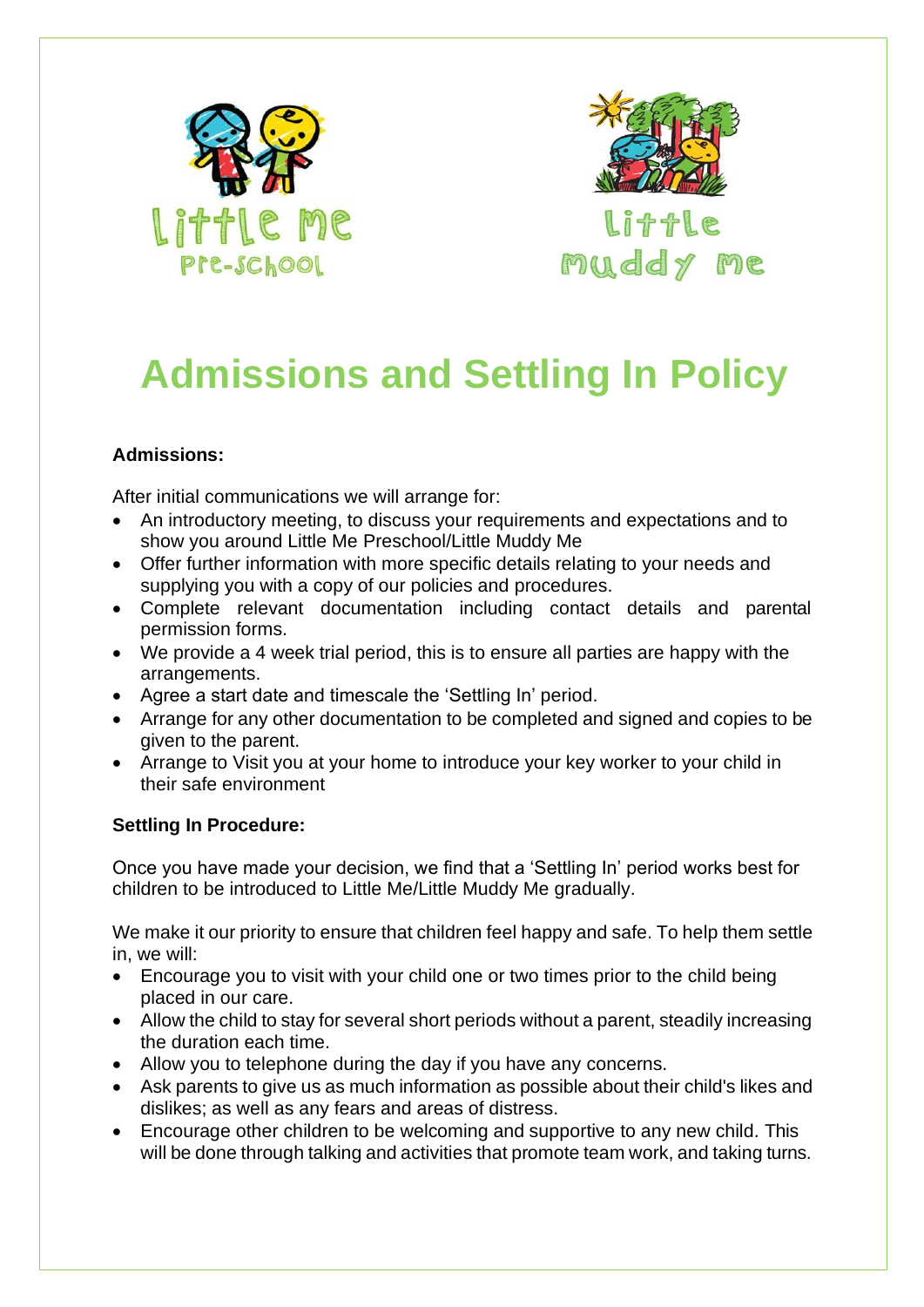# Admissions and Settling In Policy

**Admissions:**

After initial communications we will arrange for:

- An introductory meeting, to discuss your requirements and expectations and to show you around Little Me Preschool/Little Muddy Me
- Offer further information with more specific details relating to your needs and supplying you with a copy of our policies and procedures.
- Complete relevant documentation including contact details and parental permission forms.
- We provide a 4 week trial period, this is to ensure all parties are happy with the arrangements.
- Agree a start date and timescale the 'Settling In' period.
- Arrange for any other documentation to be completed and signed and copies to be given to the parent.
- Arrange to Visit you at your home to introduce your key worker to your child in their safe environment

**Settling In Procedure:**

Once you have made your decision, we find that a 'Settling In' period works best for children to be introduced to Little Me/Little Muddy Me gradually.

We make it our priority to ensure that children feel happy and safe. To help them settle in, we will:

- Encourage you to visit with your child one or two times prior to the child being placed in our care.
- Allow the child to stay for several short periods without a parent, steadily increasing the duration each time.
- Allow you to telephone during the day if you have any concerns.
- Ask parents to give us as much information as possible about their child's likes and dislikes; as well as any fears and areas of distress.
- Encourage other children to be welcoming and supportive to any new child. This will be done through talking and activities that promote team work, and taking turns.